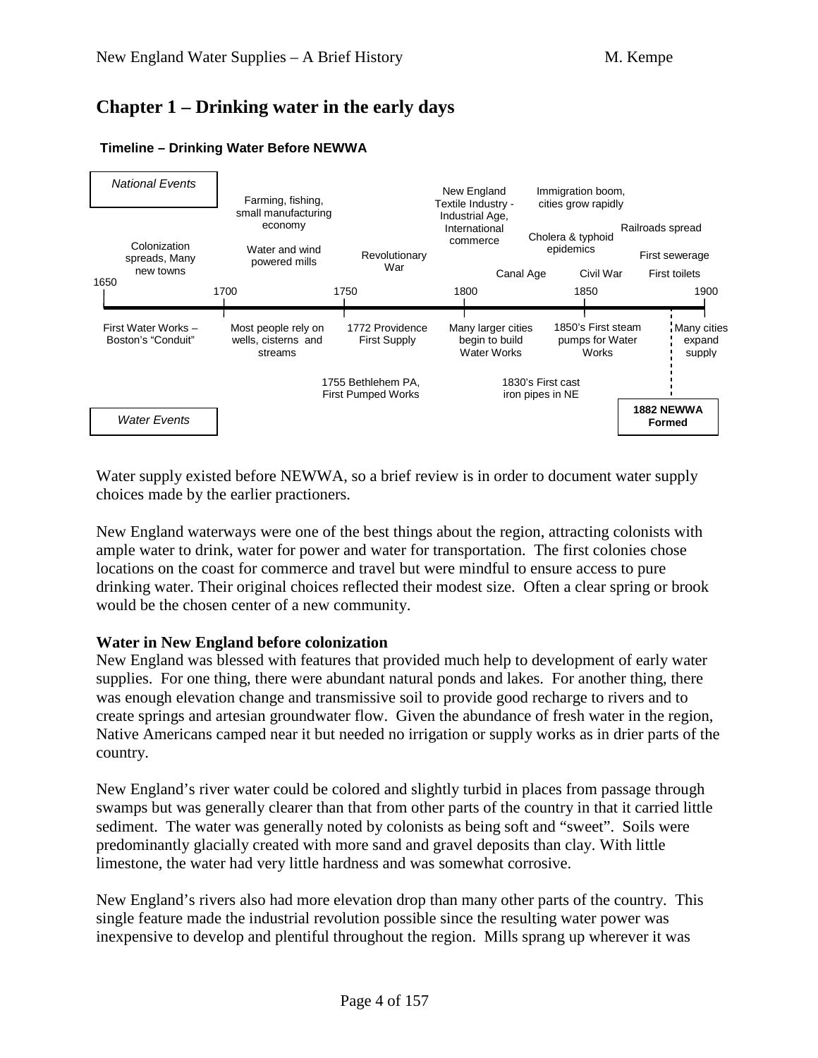# Chapter 1 – Drinking water in the early days

**Timeline – Drinking Water Before NEWWA**

*National Events*

- 1650: Colonization spreads, Many new towns
- 1700: Farming, fishing, small manufacturing economy; Water and wind powered mills
- 1750: Revolutionary War
- 1800: New England Textile Industry - Industrial Age, International commerce; Canal Age
- 1850: Immigration boom, cities grow rapidly; Cholera & typhoid epidemics; Civil War
- 1900: Railroads spread; First sewerage; First toilets

*Water Events*

- 1650: First Water Works – Boston's "Conduit"
- 1700: Most people rely on wells, cisterns and streams
- 1750: 1755 Bethlehem PA, First Pumped Works; 1772 Providence First Supply
- 1800: Many larger cities begin to build Water Works; 1830's First cast iron pipes in NE
- 1850: 1850's First steam pumps for Water Works
- 1900: **1882 NEWWA Formed**; Many cities expand supply

Water supply existed before NEWWA, so a brief review is in order to document water supply choices made by the earlier practioners.

New England waterways were one of the best things about the region, attracting colonists with ample water to drink, water for power and water for transportation. The first colonies chose locations on the coast for commerce and travel but were mindful to ensure access to pure drinking water. Their original choices reflected their modest size. Often a clear spring or brook would be the chosen center of a new community.

**Water in New England before colonization**

New England was blessed with features that provided much help to development of early water supplies. For one thing, there were abundant natural ponds and lakes. For another thing, there was enough elevation change and transmissive soil to provide good recharge to rivers and to create springs and artesian groundwater flow. Given the abundance of fresh water in the region, Native Americans camped near it but needed no irrigation or supply works as in drier parts of the country.

New England's river water could be colored and slightly turbid in places from passage through swamps but was generally clearer than that from other parts of the country in that it carried little sediment. The water was generally noted by colonists as being soft and "sweet". Soils were predominantly glacially created with more sand and gravel deposits than clay. With little limestone, the water had very little hardness and was somewhat corrosive.

New England's rivers also had more elevation drop than many other parts of the country. This single feature made the industrial revolution possible since the resulting water power was inexpensive to develop and plentiful throughout the region. Mills sprang up wherever it was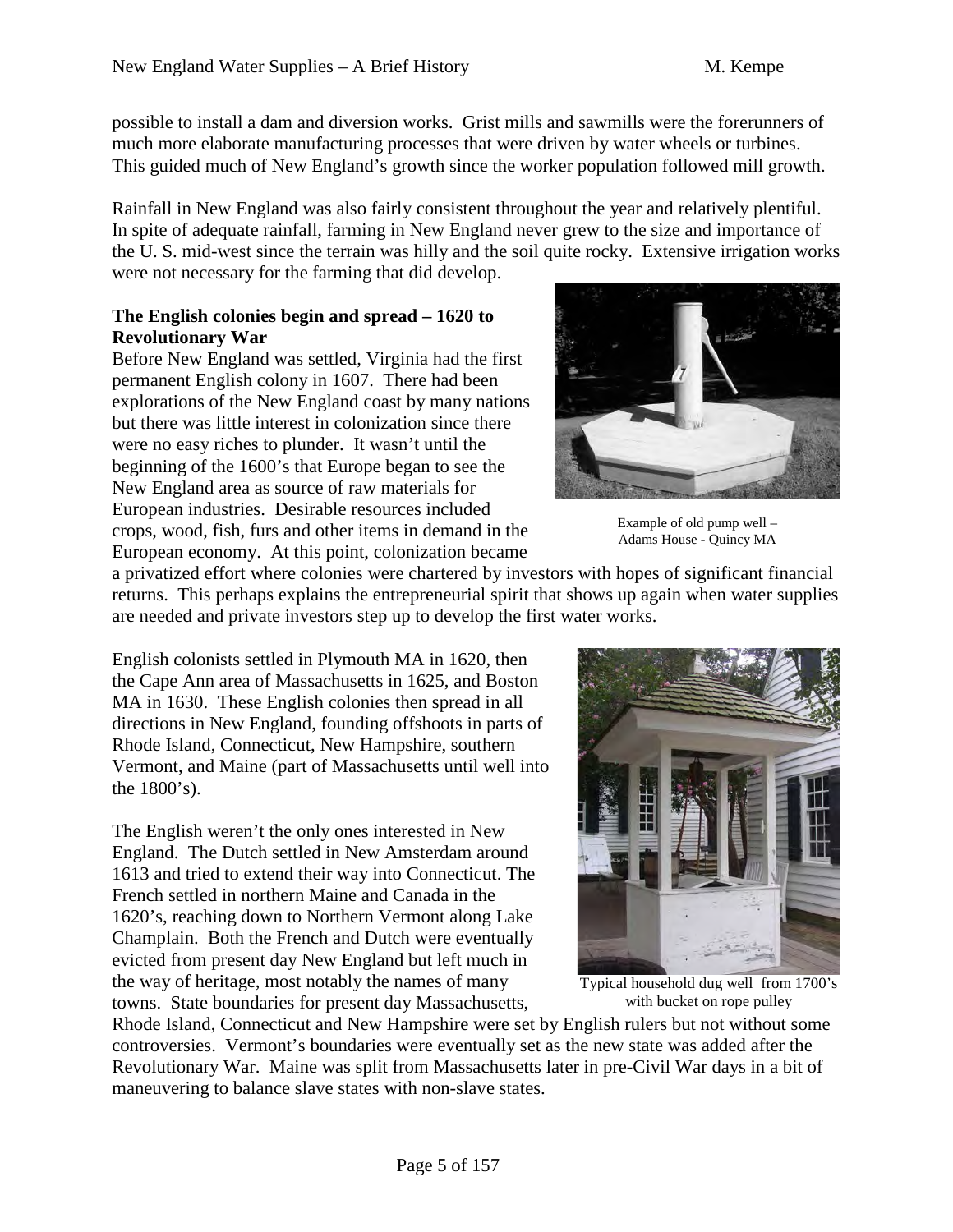possible to install a dam and diversion works. Grist mills and sawmills were the forerunners of much more elaborate manufacturing processes that were driven by water wheels or turbines. This guided much of New England's growth since the worker population followed mill growth.

Rainfall in New England was also fairly consistent throughout the year and relatively plentiful. In spite of adequate rainfall, farming in New England never grew to the size and importance of the U. S. mid-west since the terrain was hilly and the soil quite rocky. Extensive irrigation works were not necessary for the farming that did develop.

**The English colonies begin and spread – 1620 to Revolutionary War**

Before New England was settled, Virginia had the first permanent English colony in 1607. There had been explorations of the New England coast by many nations but there was little interest in colonization since there were no easy riches to plunder. It wasn't until the beginning of the 1600's that Europe began to see the New England area as source of raw materials for European industries. Desirable resources included crops, wood, fish, furs and other items in demand in the European economy. At this point, colonization became a privatized effort where colonies were chartered by investors with hopes of significant financial returns. This perhaps explains the entrepreneurial spirit that shows up again when water supplies are needed and private investors step up to develop the first water works.

Example of old pump well – Adams House - Quincy MA

English colonists settled in Plymouth MA in 1620, then the Cape Ann area of Massachusetts in 1625, and Boston MA in 1630. These English colonies then spread in all directions in New England, founding offshoots in parts of Rhode Island, Connecticut, New Hampshire, southern Vermont, and Maine (part of Massachusetts until well into the 1800's).

The English weren't the only ones interested in New England. The Dutch settled in New Amsterdam around 1613 and tried to extend their way into Connecticut. The French settled in northern Maine and Canada in the 1620's, reaching down to Northern Vermont along Lake Champlain. Both the French and Dutch were eventually evicted from present day New England but left much in the way of heritage, most notably the names of many towns. State boundaries for present day Massachusetts, Rhode Island, Connecticut and New Hampshire were set by English rulers but not without some controversies. Vermont's boundaries were eventually set as the new state was added after the Revolutionary War. Maine was split from Massachusetts later in pre-Civil War days in a bit of maneuvering to balance slave states with non-slave states.

Typical household dug well from 1700's with bucket on rope pulley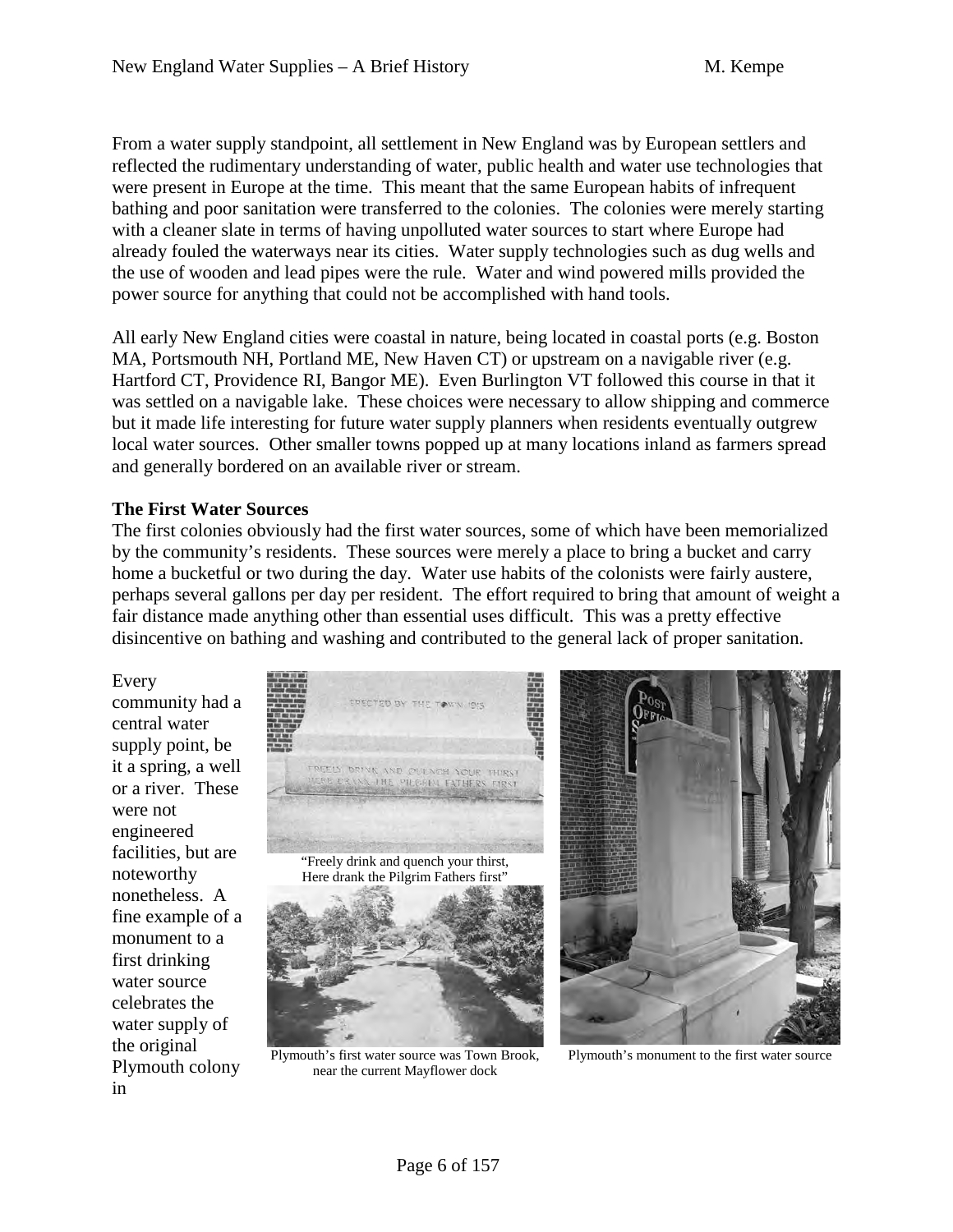From a water supply standpoint, all settlement in New England was by European settlers and reflected the rudimentary understanding of water, public health and water use technologies that were present in Europe at the time. This meant that the same European habits of infrequent bathing and poor sanitation were transferred to the colonies. The colonies were merely starting with a cleaner slate in terms of having unpolluted water sources to start where Europe had already fouled the waterways near its cities. Water supply technologies such as dug wells and the use of wooden and lead pipes were the rule. Water and wind powered mills provided the power source for anything that could not be accomplished with hand tools.

All early New England cities were coastal in nature, being located in coastal ports (e.g. Boston MA, Portsmouth NH, Portland ME, New Haven CT) or upstream on a navigable river (e.g. Hartford CT, Providence RI, Bangor ME). Even Burlington VT followed this course in that it was settled on a navigable lake. These choices were necessary to allow shipping and commerce but it made life interesting for future water supply planners when residents eventually outgrew local water sources. Other smaller towns popped up at many locations inland as farmers spread and generally bordered on an available river or stream.

**The First Water Sources**

The first colonies obviously had the first water sources, some of which have been memorialized by the community's residents. These sources were merely a place to bring a bucket and carry home a bucketful or two during the day. Water use habits of the colonists were fairly austere, perhaps several gallons per day per resident. The effort required to bring that amount of weight a fair distance made anything other than essential uses difficult. This was a pretty effective disincentive on bathing and washing and contributed to the general lack of proper sanitation.

Every community had a central water supply point, be it a spring, a well or a river. These were not engineered facilities, but are noteworthy nonetheless. A fine example of a monument to a first drinking water source celebrates the water supply of the original Plymouth colony in

"Freely drink and quench your thirst, Here drank the Pilgrim Fathers first"

Plymouth's first water source was Town Brook, near the current Mayflower dock

Plymouth's monument to the first water source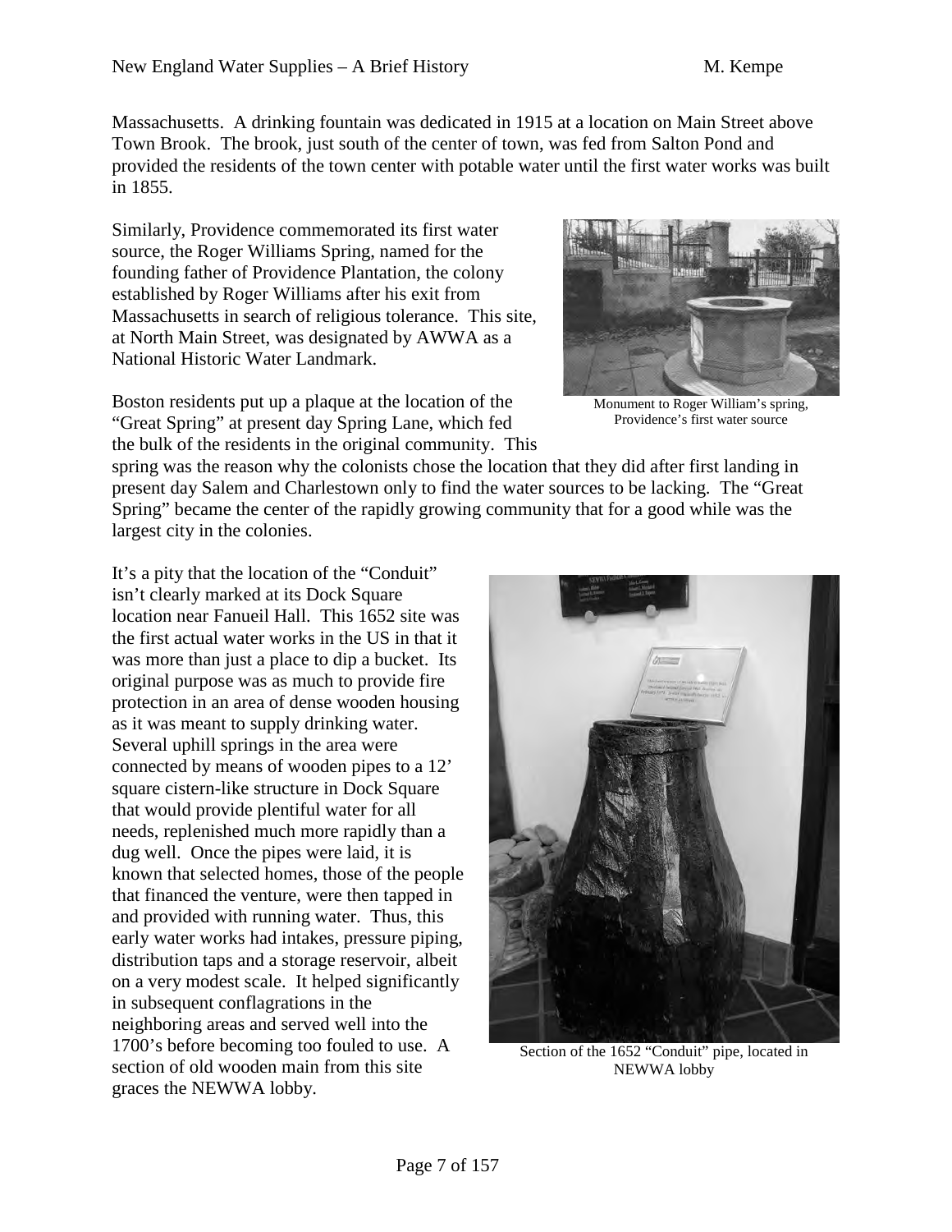Massachusetts. A drinking fountain was dedicated in 1915 at a location on Main Street above Town Brook. The brook, just south of the center of town, was fed from Salton Pond and provided the residents of the town center with potable water until the first water works was built in 1855.

Similarly, Providence commemorated its first water source, the Roger Williams Spring, named for the founding father of Providence Plantation, the colony established by Roger Williams after his exit from Massachusetts in search of religious tolerance. This site, at North Main Street, was designated by AWWA as a National Historic Water Landmark.

Monument to Roger William's spring, Providence's first water source

Boston residents put up a plaque at the location of the "Great Spring" at present day Spring Lane, which fed the bulk of the residents in the original community. This spring was the reason why the colonists chose the location that they did after first landing in present day Salem and Charlestown only to find the water sources to be lacking. The "Great Spring" became the center of the rapidly growing community that for a good while was the largest city in the colonies.

It's a pity that the location of the "Conduit" isn't clearly marked at its Dock Square location near Fanueil Hall. This 1652 site was the first actual water works in the US in that it was more than just a place to dip a bucket. Its original purpose was as much to provide fire protection in an area of dense wooden housing as it was meant to supply drinking water. Several uphill springs in the area were connected by means of wooden pipes to a 12' square cistern-like structure in Dock Square that would provide plentiful water for all needs, replenished much more rapidly than a dug well. Once the pipes were laid, it is known that selected homes, those of the people that financed the venture, were then tapped in and provided with running water. Thus, this early water works had intakes, pressure piping, distribution taps and a storage reservoir, albeit on a very modest scale. It helped significantly in subsequent conflagrations in the neighboring areas and served well into the 1700's before becoming too fouled to use. A section of old wooden main from this site graces the NEWWA lobby.

Section of the 1652 "Conduit" pipe, located in NEWWA lobby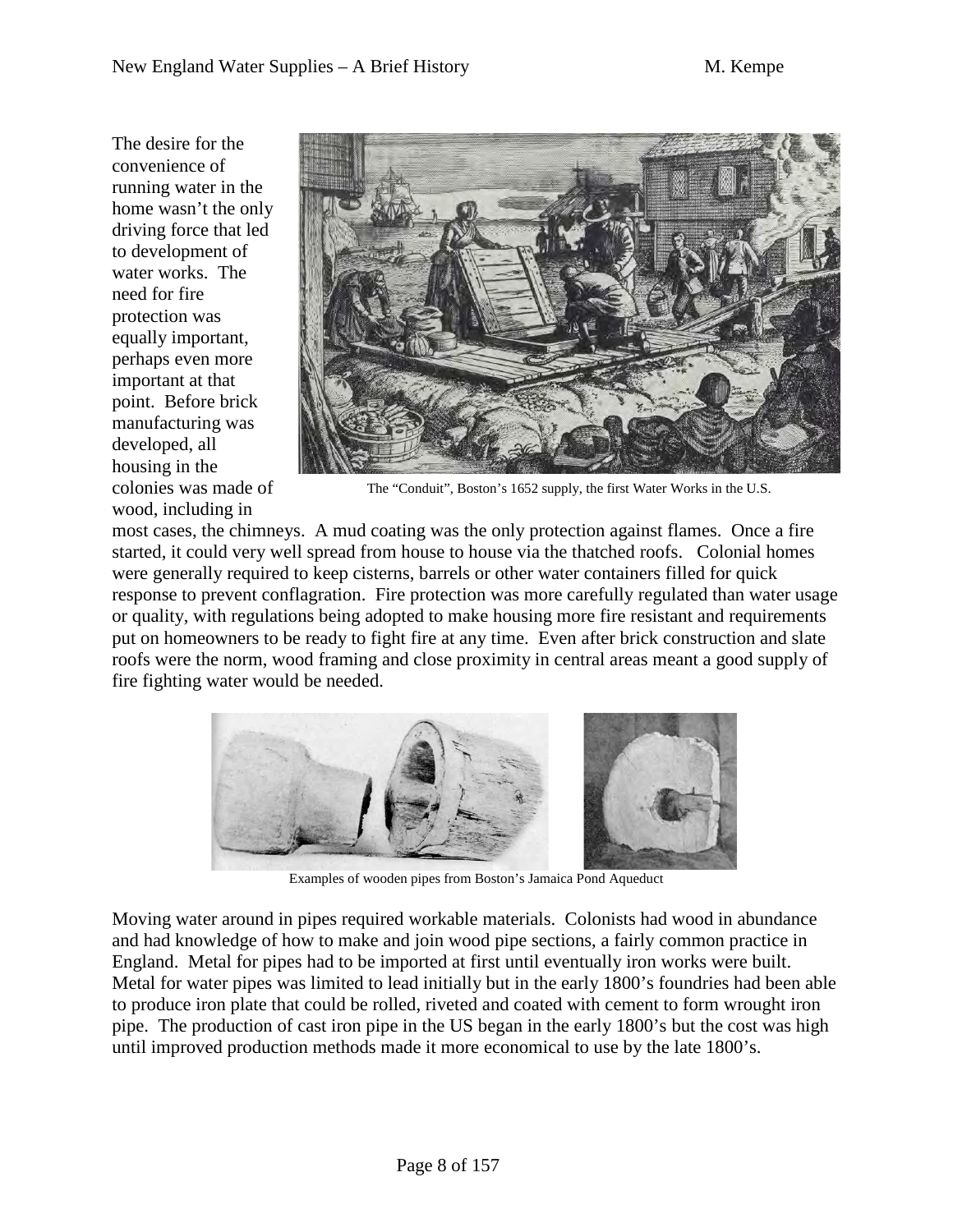The desire for the convenience of running water in the home wasn't the only driving force that led to development of water works. The need for fire protection was equally important, perhaps even more important at that point. Before brick manufacturing was developed, all housing in the colonies was made of wood, including in most cases, the chimneys. A mud coating was the only protection against flames. Once a fire started, it could very well spread from house to house via the thatched roofs. Colonial homes were generally required to keep cisterns, barrels or other water containers filled for quick response to prevent conflagration. Fire protection was more carefully regulated than water usage or quality, with regulations being adopted to make housing more fire resistant and requirements put on homeowners to be ready to fight fire at any time. Even after brick construction and slate roofs were the norm, wood framing and close proximity in central areas meant a good supply of fire fighting water would be needed.

The "Conduit", Boston's 1652 supply, the first Water Works in the U.S.

Examples of wooden pipes from Boston's Jamaica Pond Aqueduct

Moving water around in pipes required workable materials. Colonists had wood in abundance and had knowledge of how to make and join wood pipe sections, a fairly common practice in England. Metal for pipes had to be imported at first until eventually iron works were built. Metal for water pipes was limited to lead initially but in the early 1800's foundries had been able to produce iron plate that could be rolled, riveted and coated with cement to form wrought iron pipe. The production of cast iron pipe in the US began in the early 1800's but the cost was high until improved production methods made it more economical to use by the late 1800's.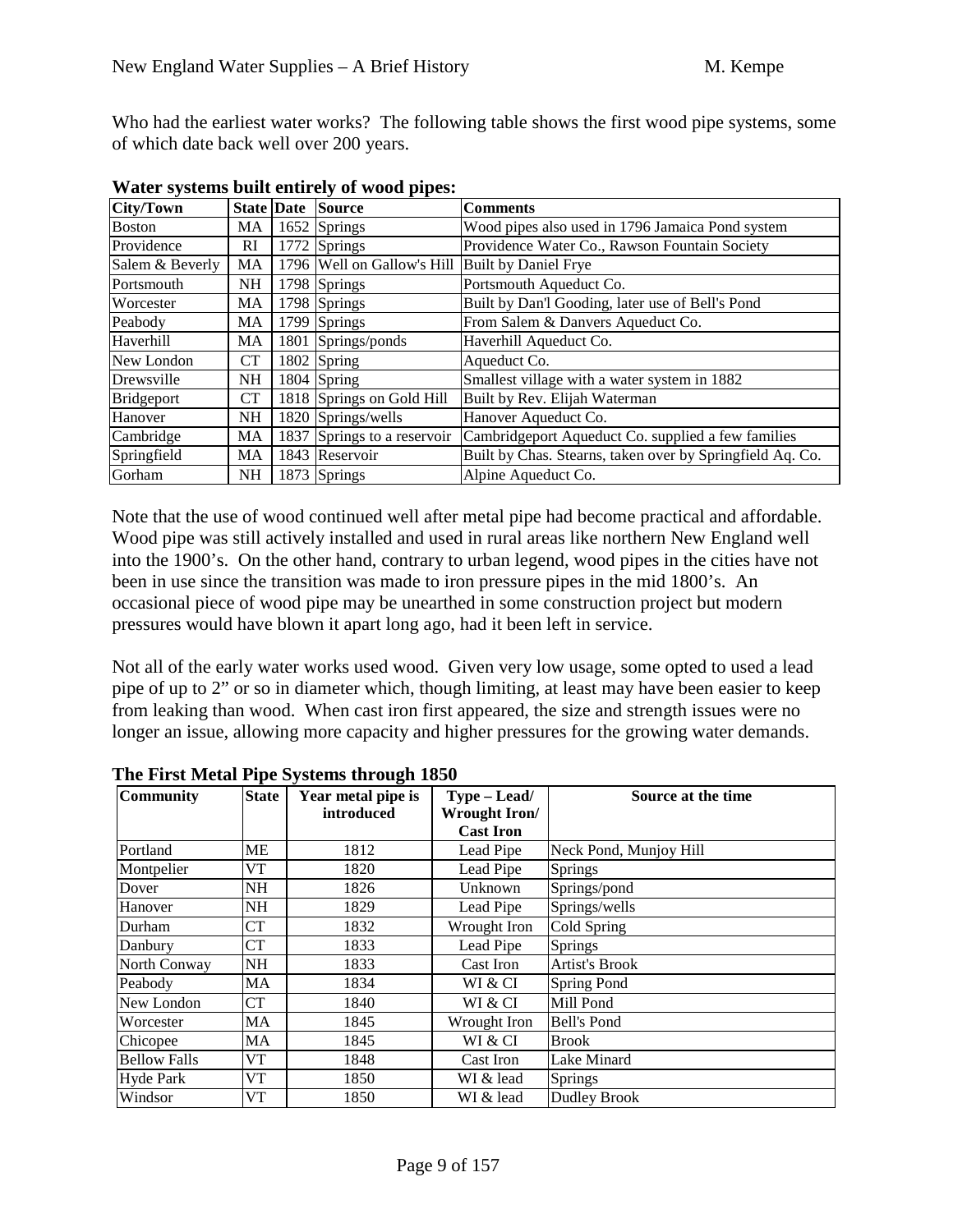Who had the earliest water works? The following table shows the first wood pipe systems, some of which date back well over 200 years.

**Water systems built entirely of wood pipes:**

| City/Town | State | Date | Source | Comments |
|---|---|---|---|---|
| Boston | MA | 1652 | Springs | Wood pipes also used in 1796 Jamaica Pond system |
| Providence | RI | 1772 | Springs | Providence Water Co., Rawson Fountain Society |
| Salem & Beverly | MA | 1796 | Well on Gallow's Hill | Built by Daniel Frye |
| Portsmouth | NH | 1798 | Springs | Portsmouth Aqueduct Co. |
| Worcester | MA | 1798 | Springs | Built by Dan'l Gooding, later use of Bell's Pond |
| Peabody | MA | 1799 | Springs | From Salem & Danvers Aqueduct Co. |
| Haverhill | MA | 1801 | Springs/ponds | Haverhill Aqueduct Co. |
| New London | CT | 1802 | Spring | Aqueduct Co. |
| Drewsville | NH | 1804 | Spring | Smallest village with a water system in 1882 |
| Bridgeport | CT | 1818 | Springs on Gold Hill | Built by Rev. Elijah Waterman |
| Hanover | NH | 1820 | Springs/wells | Hanover Aqueduct Co. |
| Cambridge | MA | 1837 | Springs to a reservoir | Cambridgeport Aqueduct Co. supplied a few families |
| Springfield | MA | 1843 | Reservoir | Built by Chas. Stearns, taken over by Springfield Aq. Co. |
| Gorham | NH | 1873 | Springs | Alpine Aqueduct Co. |

Note that the use of wood continued well after metal pipe had become practical and affordable. Wood pipe was still actively installed and used in rural areas like northern New England well into the 1900's. On the other hand, contrary to urban legend, wood pipes in the cities have not been in use since the transition was made to iron pressure pipes in the mid 1800's. An occasional piece of wood pipe may be unearthed in some construction project but modern pressures would have blown it apart long ago, had it been left in service.

Not all of the early water works used wood. Given very low usage, some opted to used a lead pipe of up to 2" or so in diameter which, though limiting, at least may have been easier to keep from leaking than wood. When cast iron first appeared, the size and strength issues were no longer an issue, allowing more capacity and higher pressures for the growing water demands.

**The First Metal Pipe Systems through 1850**

| Community | State | Year metal pipe is introduced | Type – Lead/ Wrought Iron/ Cast Iron | Source at the time |
|---|---|---|---|---|
| Portland | ME | 1812 | Lead Pipe | Neck Pond, Munjoy Hill |
| Montpelier | VT | 1820 | Lead Pipe | Springs |
| Dover | NH | 1826 | Unknown | Springs/pond |
| Hanover | NH | 1829 | Lead Pipe | Springs/wells |
| Durham | CT | 1832 | Wrought Iron | Cold Spring |
| Danbury | CT | 1833 | Lead Pipe | Springs |
| North Conway | NH | 1833 | Cast Iron | Artist's Brook |
| Peabody | MA | 1834 | WI & CI | Spring Pond |
| New London | CT | 1840 | WI & CI | Mill Pond |
| Worcester | MA | 1845 | Wrought Iron | Bell's Pond |
| Chicopee | MA | 1845 | WI & CI | Brook |
| Bellow Falls | VT | 1848 | Cast Iron | Lake Minard |
| Hyde Park | VT | 1850 | WI & lead | Springs |
| Windsor | VT | 1850 | WI & lead | Dudley Brook |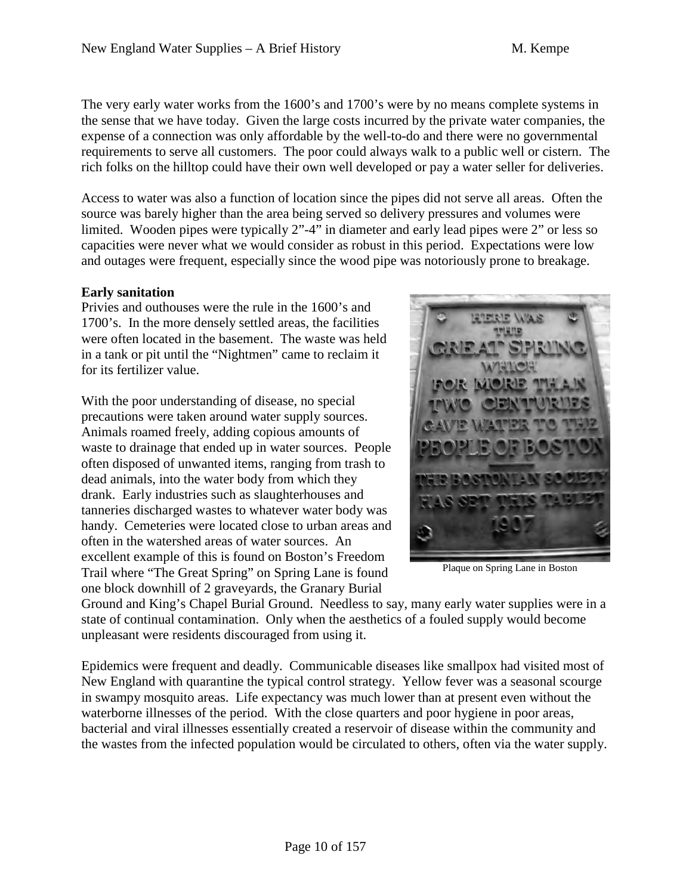The very early water works from the 1600's and 1700's were by no means complete systems in the sense that we have today. Given the large costs incurred by the private water companies, the expense of a connection was only affordable by the well-to-do and there were no governmental requirements to serve all customers. The poor could always walk to a public well or cistern. The rich folks on the hilltop could have their own well developed or pay a water seller for deliveries.

Access to water was also a function of location since the pipes did not serve all areas. Often the source was barely higher than the area being served so delivery pressures and volumes were limited. Wooden pipes were typically 2"-4" in diameter and early lead pipes were 2" or less so capacities were never what we would consider as robust in this period. Expectations were low and outages were frequent, especially since the wood pipe was notoriously prone to breakage.

**Early sanitation**

Privies and outhouses were the rule in the 1600's and 1700's. In the more densely settled areas, the facilities were often located in the basement. The waste was held in a tank or pit until the "Nightmen" came to reclaim it for its fertilizer value.

With the poor understanding of disease, no special precautions were taken around water supply sources. Animals roamed freely, adding copious amounts of waste to drainage that ended up in water sources. People often disposed of unwanted items, ranging from trash to dead animals, into the water body from which they drank. Early industries such as slaughterhouses and tanneries discharged wastes to whatever water body was handy. Cemeteries were located close to urban areas and often in the watershed areas of water sources. An excellent example of this is found on Boston's Freedom Trail where "The Great Spring" on Spring Lane is found one block downhill of 2 graveyards, the Granary Burial Ground and King's Chapel Burial Ground. Needless to say, many early water supplies were in a state of continual contamination. Only when the aesthetics of a fouled supply would become unpleasant were residents discouraged from using it.

Plaque on Spring Lane in Boston

Epidemics were frequent and deadly. Communicable diseases like smallpox had visited most of New England with quarantine the typical control strategy. Yellow fever was a seasonal scourge in swampy mosquito areas. Life expectancy was much lower than at present even without the waterborne illnesses of the period. With the close quarters and poor hygiene in poor areas, bacterial and viral illnesses essentially created a reservoir of disease within the community and the wastes from the infected population would be circulated to others, often via the water supply.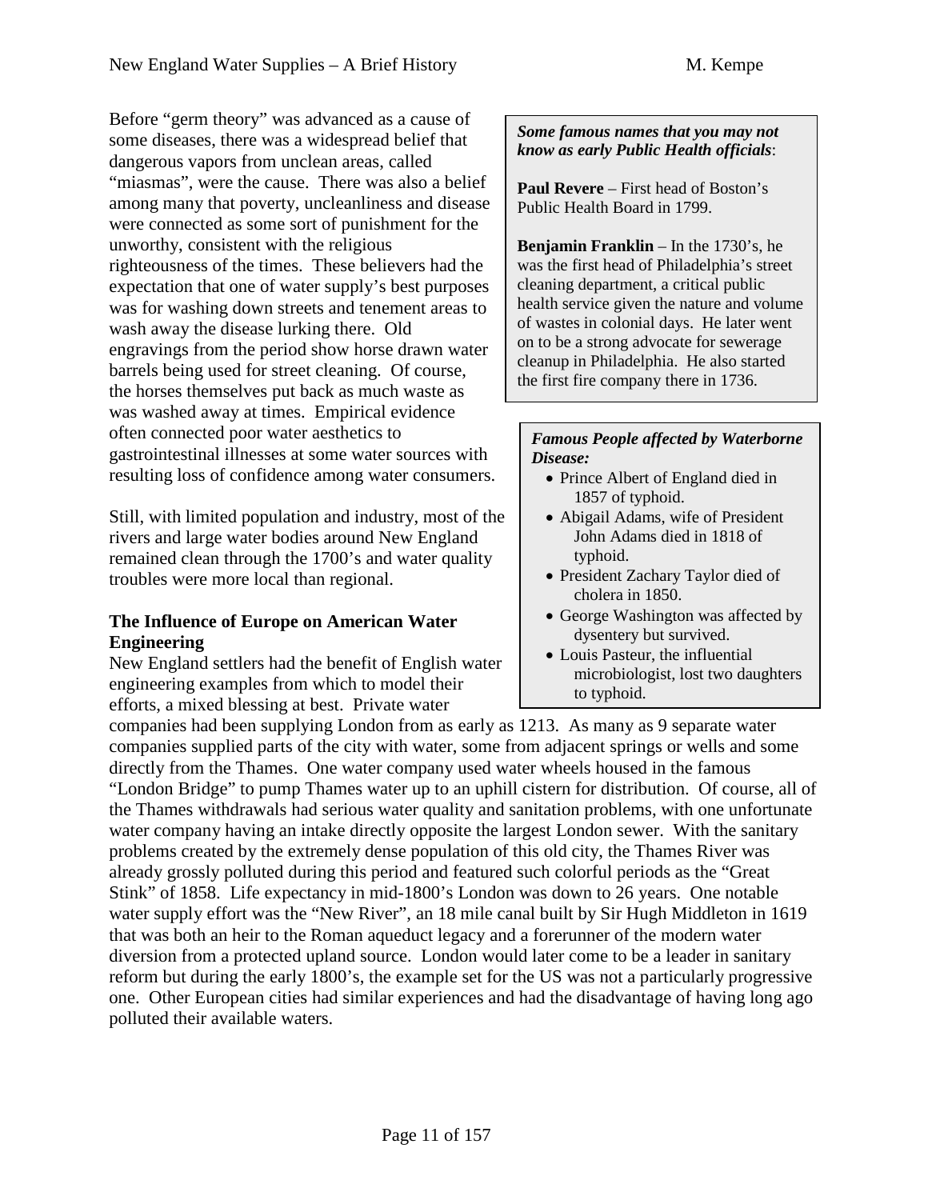Before "germ theory" was advanced as a cause of some diseases, there was a widespread belief that dangerous vapors from unclean areas, called "miasmas", were the cause. There was also a belief among many that poverty, uncleanliness and disease were connected as some sort of punishment for the unworthy, consistent with the religious righteousness of the times. These believers had the expectation that one of water supply's best purposes was for washing down streets and tenement areas to wash away the disease lurking there. Old engravings from the period show horse drawn water barrels being used for street cleaning. Of course, the horses themselves put back as much waste as was washed away at times. Empirical evidence often connected poor water aesthetics to gastrointestinal illnesses at some water sources with resulting loss of confidence among water consumers.

Still, with limited population and industry, most of the rivers and large water bodies around New England remained clean through the 1700's and water quality troubles were more local than regional.

> ***Some famous names that you may not know as early Public Health officials*:**
>
> **Paul Revere** – First head of Boston's Public Health Board in 1799.
>
> **Benjamin Franklin** – In the 1730's, he was the first head of Philadelphia's street cleaning department, a critical public health service given the nature and volume of wastes in colonial days. He later went on to be a strong advocate for sewerage cleanup in Philadelphia. He also started the first fire company there in 1736.

> ***Famous People affected by Waterborne Disease:***
>
> - Prince Albert of England died in 1857 of typhoid.
> - Abigail Adams, wife of President John Adams died in 1818 of typhoid.
> - President Zachary Taylor died of cholera in 1850.
> - George Washington was affected by dysentery but survived.
> - Louis Pasteur, the influential microbiologist, lost two daughters to typhoid.

### The Influence of Europe on American Water Engineering

New England settlers had the benefit of English water engineering examples from which to model their efforts, a mixed blessing at best. Private water companies had been supplying London from as early as 1213. As many as 9 separate water companies supplied parts of the city with water, some from adjacent springs or wells and some directly from the Thames. One water company used water wheels housed in the famous "London Bridge" to pump Thames water up to an uphill cistern for distribution. Of course, all of the Thames withdrawals had serious water quality and sanitation problems, with one unfortunate water company having an intake directly opposite the largest London sewer. With the sanitary problems created by the extremely dense population of this old city, the Thames River was already grossly polluted during this period and featured such colorful periods as the "Great Stink" of 1858. Life expectancy in mid-1800's London was down to 26 years. One notable water supply effort was the "New River", an 18 mile canal built by Sir Hugh Middleton in 1619 that was both an heir to the Roman aqueduct legacy and a forerunner of the modern water diversion from a protected upland source. London would later come to be a leader in sanitary reform but during the early 1800's, the example set for the US was not a particularly progressive one. Other European cities had similar experiences and had the disadvantage of having long ago polluted their available waters.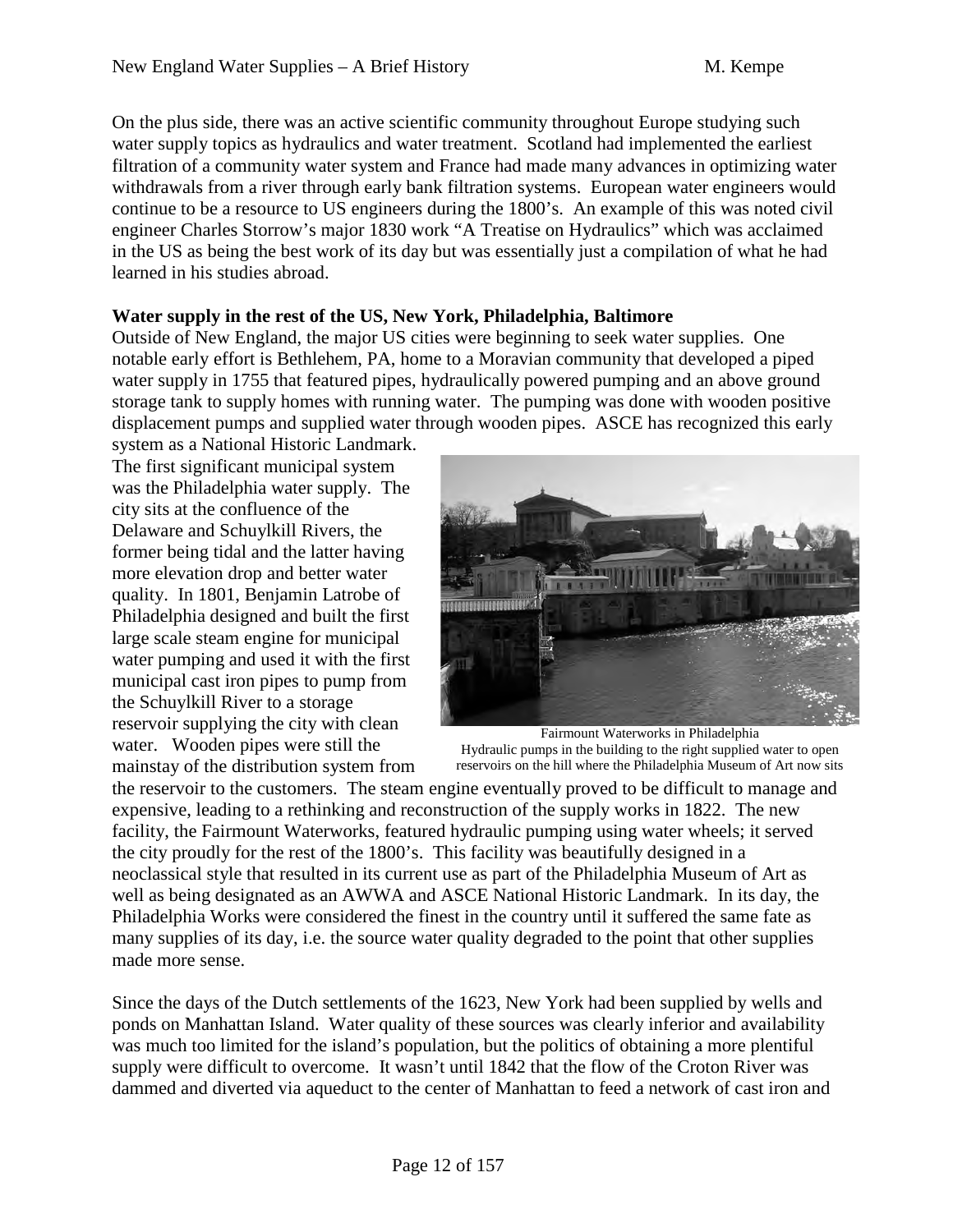On the plus side, there was an active scientific community throughout Europe studying such water supply topics as hydraulics and water treatment. Scotland had implemented the earliest filtration of a community water system and France had made many advances in optimizing water withdrawals from a river through early bank filtration systems. European water engineers would continue to be a resource to US engineers during the 1800's. An example of this was noted civil engineer Charles Storrow's major 1830 work "A Treatise on Hydraulics" which was acclaimed in the US as being the best work of its day but was essentially just a compilation of what he had learned in his studies abroad.

**Water supply in the rest of the US, New York, Philadelphia, Baltimore**

Outside of New England, the major US cities were beginning to seek water supplies. One notable early effort is Bethlehem, PA, home to a Moravian community that developed a piped water supply in 1755 that featured pipes, hydraulically powered pumping and an above ground storage tank to supply homes with running water. The pumping was done with wooden positive displacement pumps and supplied water through wooden pipes. ASCE has recognized this early system as a National Historic Landmark.

The first significant municipal system was the Philadelphia water supply. The city sits at the confluence of the Delaware and Schuylkill Rivers, the former being tidal and the latter having more elevation drop and better water quality. In 1801, Benjamin Latrobe of Philadelphia designed and built the first large scale steam engine for municipal water pumping and used it with the first municipal cast iron pipes to pump from the Schuylkill River to a storage reservoir supplying the city with clean water. Wooden pipes were still the mainstay of the distribution system from the reservoir to the customers. The steam engine eventually proved to be difficult to manage and expensive, leading to a rethinking and reconstruction of the supply works in 1822. The new facility, the Fairmount Waterworks, featured hydraulic pumping using water wheels; it served the city proudly for the rest of the 1800's. This facility was beautifully designed in a neoclassical style that resulted in its current use as part of the Philadelphia Museum of Art as well as being designated as an AWWA and ASCE National Historic Landmark. In its day, the Philadelphia Works were considered the finest in the country until it suffered the same fate as many supplies of its day, i.e. the source water quality degraded to the point that other supplies made more sense.

Fairmount Waterworks in Philadelphia
Hydraulic pumps in the building to the right supplied water to open reservoirs on the hill where the Philadelphia Museum of Art now sits

Since the days of the Dutch settlements of the 1623, New York had been supplied by wells and ponds on Manhattan Island. Water quality of these sources was clearly inferior and availability was much too limited for the island's population, but the politics of obtaining a more plentiful supply were difficult to overcome. It wasn't until 1842 that the flow of the Croton River was dammed and diverted via aqueduct to the center of Manhattan to feed a network of cast iron and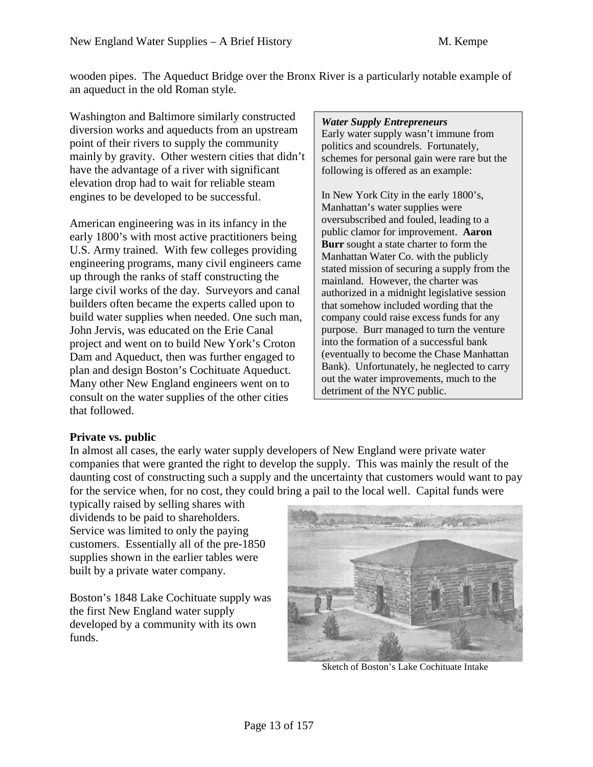wooden pipes. The Aqueduct Bridge over the Bronx River is a particularly notable example of an aqueduct in the old Roman style.

Washington and Baltimore similarly constructed diversion works and aqueducts from an upstream point of their rivers to supply the community mainly by gravity. Other western cities that didn't have the advantage of a river with significant elevation drop had to wait for reliable steam engines to be developed to be successful.

American engineering was in its infancy in the early 1800's with most active practitioners being U.S. Army trained. With few colleges providing engineering programs, many civil engineers came up through the ranks of staff constructing the large civil works of the day. Surveyors and canal builders often became the experts called upon to build water supplies when needed. One such man, John Jervis, was educated on the Erie Canal project and went on to build New York's Croton Dam and Aqueduct, then was further engaged to plan and design Boston's Cochituate Aqueduct. Many other New England engineers went on to consult on the water supplies of the other cities that followed.

> ***Water Supply Entrepreneurs***
> Early water supply wasn't immune from politics and scoundrels. Fortunately, schemes for personal gain were rare but the following is offered as an example:
>
> In New York City in the early 1800's, Manhattan's water supplies were oversubscribed and fouled, leading to a public clamor for improvement. **Aaron Burr** sought a state charter to form the Manhattan Water Co. with the publicly stated mission of securing a supply from the mainland. However, the charter was authorized in a midnight legislative session that somehow included wording that the company could raise excess funds for any purpose. Burr managed to turn the venture into the formation of a successful bank (eventually to become the Chase Manhattan Bank). Unfortunately, he neglected to carry out the water improvements, much to the detriment of the NYC public.

**Private vs. public**

In almost all cases, the early water supply developers of New England were private water companies that were granted the right to develop the supply. This was mainly the result of the daunting cost of constructing such a supply and the uncertainty that customers would want to pay for the service when, for no cost, they could bring a pail to the local well. Capital funds were typically raised by selling shares with dividends to be paid to shareholders. Service was limited to only the paying customers. Essentially all of the pre-1850 supplies shown in the earlier tables were built by a private water company.

Boston's 1848 Lake Cochituate supply was the first New England water supply developed by a community with its own funds.

Sketch of Boston's Lake Cochituate Intake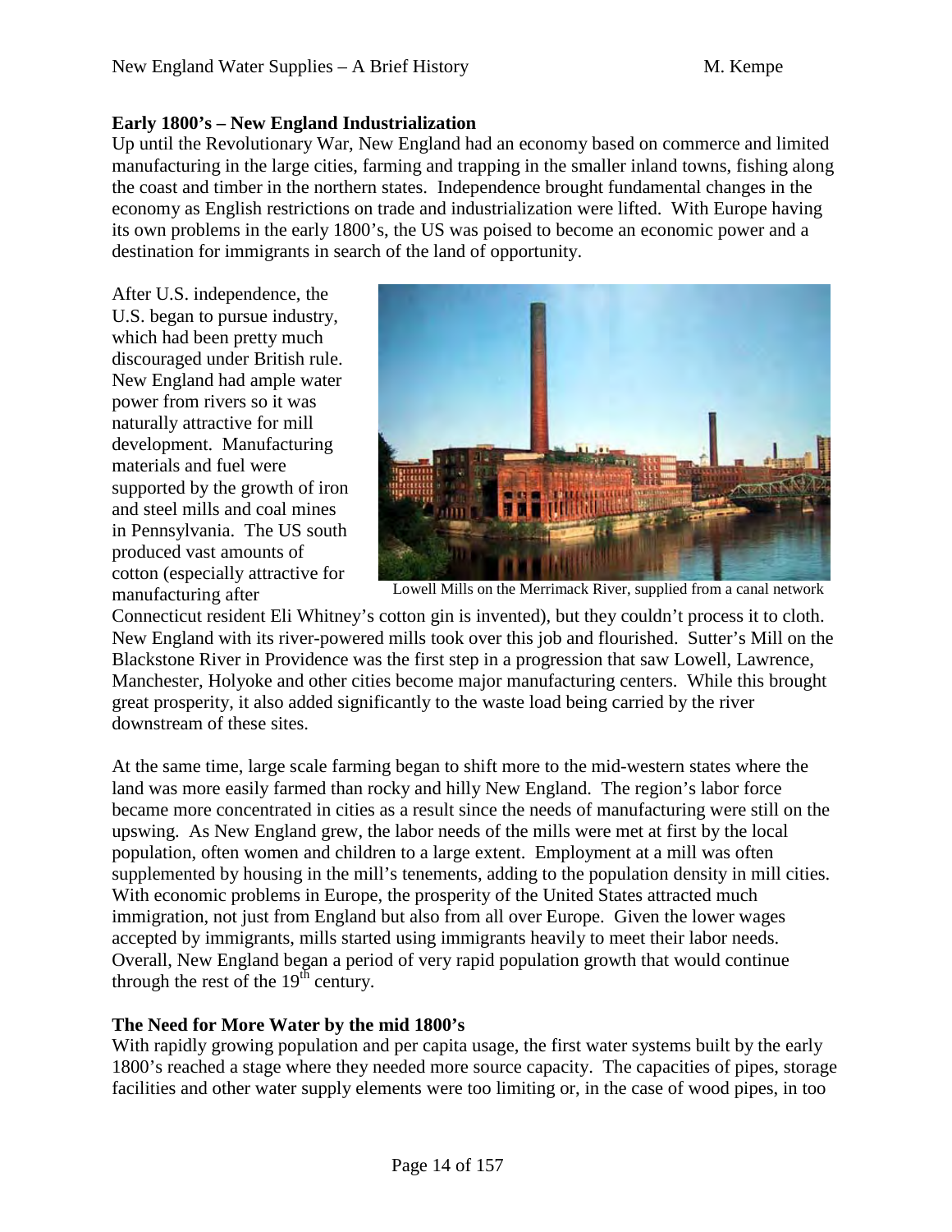### Early 1800's – New England Industrialization

Up until the Revolutionary War, New England had an economy based on commerce and limited manufacturing in the large cities, farming and trapping in the smaller inland towns, fishing along the coast and timber in the northern states. Independence brought fundamental changes in the economy as English restrictions on trade and industrialization were lifted. With Europe having its own problems in the early 1800's, the US was poised to become an economic power and a destination for immigrants in search of the land of opportunity.

After U.S. independence, the U.S. began to pursue industry, which had been pretty much discouraged under British rule. New England had ample water power from rivers so it was naturally attractive for mill development. Manufacturing materials and fuel were supported by the growth of iron and steel mills and coal mines in Pennsylvania. The US south produced vast amounts of cotton (especially attractive for manufacturing after Connecticut resident Eli Whitney's cotton gin is invented), but they couldn't process it to cloth. New England with its river-powered mills took over this job and flourished. Sutter's Mill on the Blackstone River in Providence was the first step in a progression that saw Lowell, Lawrence, Manchester, Holyoke and other cities become major manufacturing centers. While this brought great prosperity, it also added significantly to the waste load being carried by the river downstream of these sites.

Lowell Mills on the Merrimack River, supplied from a canal network

At the same time, large scale farming began to shift more to the mid-western states where the land was more easily farmed than rocky and hilly New England. The region's labor force became more concentrated in cities as a result since the needs of manufacturing were still on the upswing. As New England grew, the labor needs of the mills were met at first by the local population, often women and children to a large extent. Employment at a mill was often supplemented by housing in the mill's tenements, adding to the population density in mill cities. With economic problems in Europe, the prosperity of the United States attracted much immigration, not just from England but also from all over Europe. Given the lower wages accepted by immigrants, mills started using immigrants heavily to meet their labor needs. Overall, New England began a period of very rapid population growth that would continue through the rest of the 19th century.

### The Need for More Water by the mid 1800's

With rapidly growing population and per capita usage, the first water systems built by the early 1800's reached a stage where they needed more source capacity. The capacities of pipes, storage facilities and other water supply elements were too limiting or, in the case of wood pipes, in too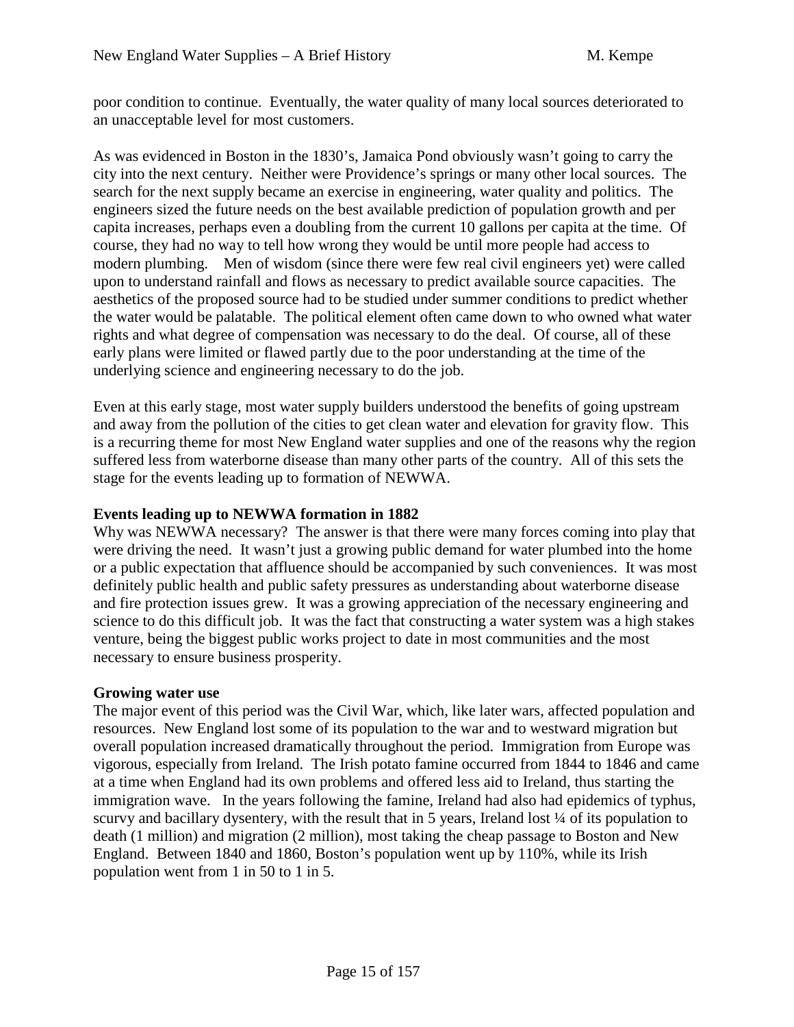poor condition to continue. Eventually, the water quality of many local sources deteriorated to an unacceptable level for most customers.

As was evidenced in Boston in the 1830's, Jamaica Pond obviously wasn't going to carry the city into the next century. Neither were Providence's springs or many other local sources. The search for the next supply became an exercise in engineering, water quality and politics. The engineers sized the future needs on the best available prediction of population growth and per capita increases, perhaps even a doubling from the current 10 gallons per capita at the time. Of course, they had no way to tell how wrong they would be until more people had access to modern plumbing. Men of wisdom (since there were few real civil engineers yet) were called upon to understand rainfall and flows as necessary to predict available source capacities. The aesthetics of the proposed source had to be studied under summer conditions to predict whether the water would be palatable. The political element often came down to who owned what water rights and what degree of compensation was necessary to do the deal. Of course, all of these early plans were limited or flawed partly due to the poor understanding at the time of the underlying science and engineering necessary to do the job.

Even at this early stage, most water supply builders understood the benefits of going upstream and away from the pollution of the cities to get clean water and elevation for gravity flow. This is a recurring theme for most New England water supplies and one of the reasons why the region suffered less from waterborne disease than many other parts of the country. All of this sets the stage for the events leading up to formation of NEWWA.

**Events leading up to NEWWA formation in 1882**

Why was NEWWA necessary? The answer is that there were many forces coming into play that were driving the need. It wasn't just a growing public demand for water plumbed into the home or a public expectation that affluence should be accompanied by such conveniences. It was most definitely public health and public safety pressures as understanding about waterborne disease and fire protection issues grew. It was a growing appreciation of the necessary engineering and science to do this difficult job. It was the fact that constructing a water system was a high stakes venture, being the biggest public works project to date in most communities and the most necessary to ensure business prosperity.

**Growing water use**

The major event of this period was the Civil War, which, like later wars, affected population and resources. New England lost some of its population to the war and to westward migration but overall population increased dramatically throughout the period. Immigration from Europe was vigorous, especially from Ireland. The Irish potato famine occurred from 1844 to 1846 and came at a time when England had its own problems and offered less aid to Ireland, thus starting the immigration wave. In the years following the famine, Ireland had also had epidemics of typhus, scurvy and bacillary dysentery, with the result that in 5 years, Ireland lost ¼ of its population to death (1 million) and migration (2 million), most taking the cheap passage to Boston and New England. Between 1840 and 1860, Boston's population went up by 110%, while its Irish population went from 1 in 50 to 1 in 5.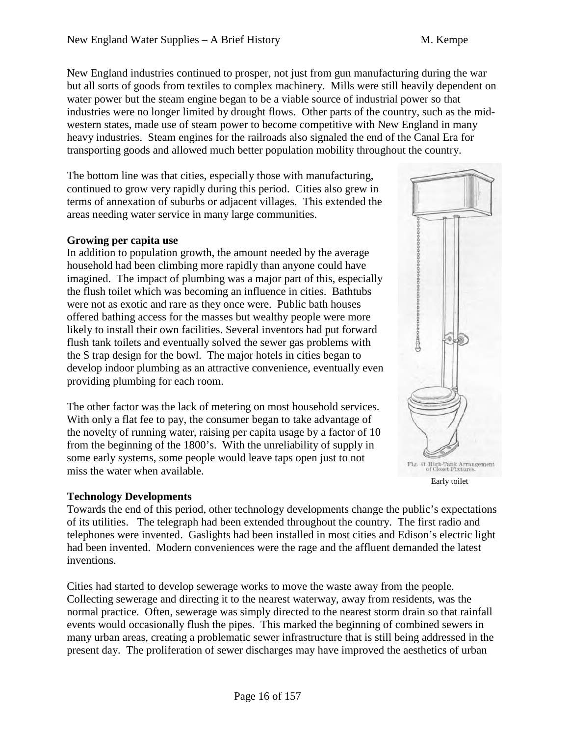New England industries continued to prosper, not just from gun manufacturing during the war but all sorts of goods from textiles to complex machinery. Mills were still heavily dependent on water power but the steam engine began to be a viable source of industrial power so that industries were no longer limited by drought flows. Other parts of the country, such as the mid-western states, made use of steam power to become competitive with New England in many heavy industries. Steam engines for the railroads also signaled the end of the Canal Era for transporting goods and allowed much better population mobility throughout the country.

The bottom line was that cities, especially those with manufacturing, continued to grow very rapidly during this period. Cities also grew in terms of annexation of suburbs or adjacent villages. This extended the areas needing water service in many large communities.

**Growing per capita use**

In addition to population growth, the amount needed by the average household had been climbing more rapidly than anyone could have imagined. The impact of plumbing was a major part of this, especially the flush toilet which was becoming an influence in cities. Bathtubs were not as exotic and rare as they once were. Public bath houses offered bathing access for the masses but wealthy people were more likely to install their own facilities. Several inventors had put forward flush tank toilets and eventually solved the sewer gas problems with the S trap design for the bowl. The major hotels in cities began to develop indoor plumbing as an attractive convenience, eventually even providing plumbing for each room.

The other factor was the lack of metering on most household services. With only a flat fee to pay, the consumer began to take advantage of the novelty of running water, raising per capita usage by a factor of 10 from the beginning of the 1800's. With the unreliability of supply in some early systems, some people would leave taps open just to not miss the water when available.

Fig. 41. High-Tank Arrangement of Closet Fixtures.

Early toilet

**Technology Developments**

Towards the end of this period, other technology developments change the public's expectations of its utilities. The telegraph had been extended throughout the country. The first radio and telephones were invented. Gaslights had been installed in most cities and Edison's electric light had been invented. Modern conveniences were the rage and the affluent demanded the latest inventions.

Cities had started to develop sewerage works to move the waste away from the people. Collecting sewerage and directing it to the nearest waterway, away from residents, was the normal practice. Often, sewerage was simply directed to the nearest storm drain so that rainfall events would occasionally flush the pipes. This marked the beginning of combined sewers in many urban areas, creating a problematic sewer infrastructure that is still being addressed in the present day. The proliferation of sewer discharges may have improved the aesthetics of urban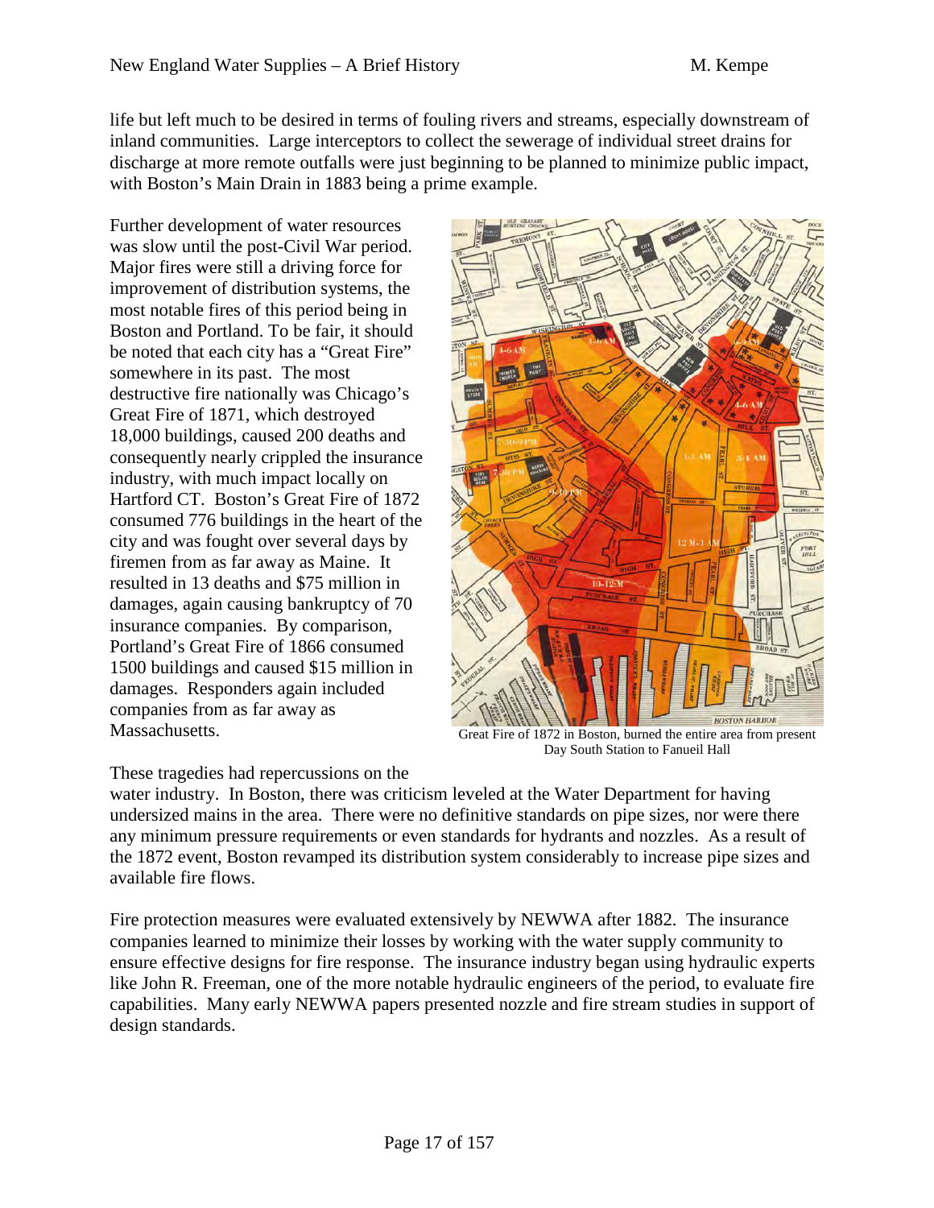life but left much to be desired in terms of fouling rivers and streams, especially downstream of inland communities. Large interceptors to collect the sewerage of individual street drains for discharge at more remote outfalls were just beginning to be planned to minimize public impact, with Boston's Main Drain in 1883 being a prime example.

Further development of water resources was slow until the post-Civil War period. Major fires were still a driving force for improvement of distribution systems, the most notable fires of this period being in Boston and Portland. To be fair, it should be noted that each city has a "Great Fire" somewhere in its past. The most destructive fire nationally was Chicago's Great Fire of 1871, which destroyed 18,000 buildings, caused 200 deaths and consequently nearly crippled the insurance industry, with much impact locally on Hartford CT. Boston's Great Fire of 1872 consumed 776 buildings in the heart of the city and was fought over several days by firemen from as far away as Maine. It resulted in 13 deaths and $75 million in damages, again causing bankruptcy of 70 insurance companies. By comparison, Portland's Great Fire of 1866 consumed 1500 buildings and caused $15 million in damages. Responders again included companies from as far away as Massachusetts.

Great Fire of 1872 in Boston, burned the entire area from present Day South Station to Fanueil Hall

These tragedies had repercussions on the water industry. In Boston, there was criticism leveled at the Water Department for having undersized mains in the area. There were no definitive standards on pipe sizes, nor were there any minimum pressure requirements or even standards for hydrants and nozzles. As a result of the 1872 event, Boston revamped its distribution system considerably to increase pipe sizes and available fire flows.

Fire protection measures were evaluated extensively by NEWWA after 1882. The insurance companies learned to minimize their losses by working with the water supply community to ensure effective designs for fire response. The insurance industry began using hydraulic experts like John R. Freeman, one of the more notable hydraulic engineers of the period, to evaluate fire capabilities. Many early NEWWA papers presented nozzle and fire stream studies in support of design standards.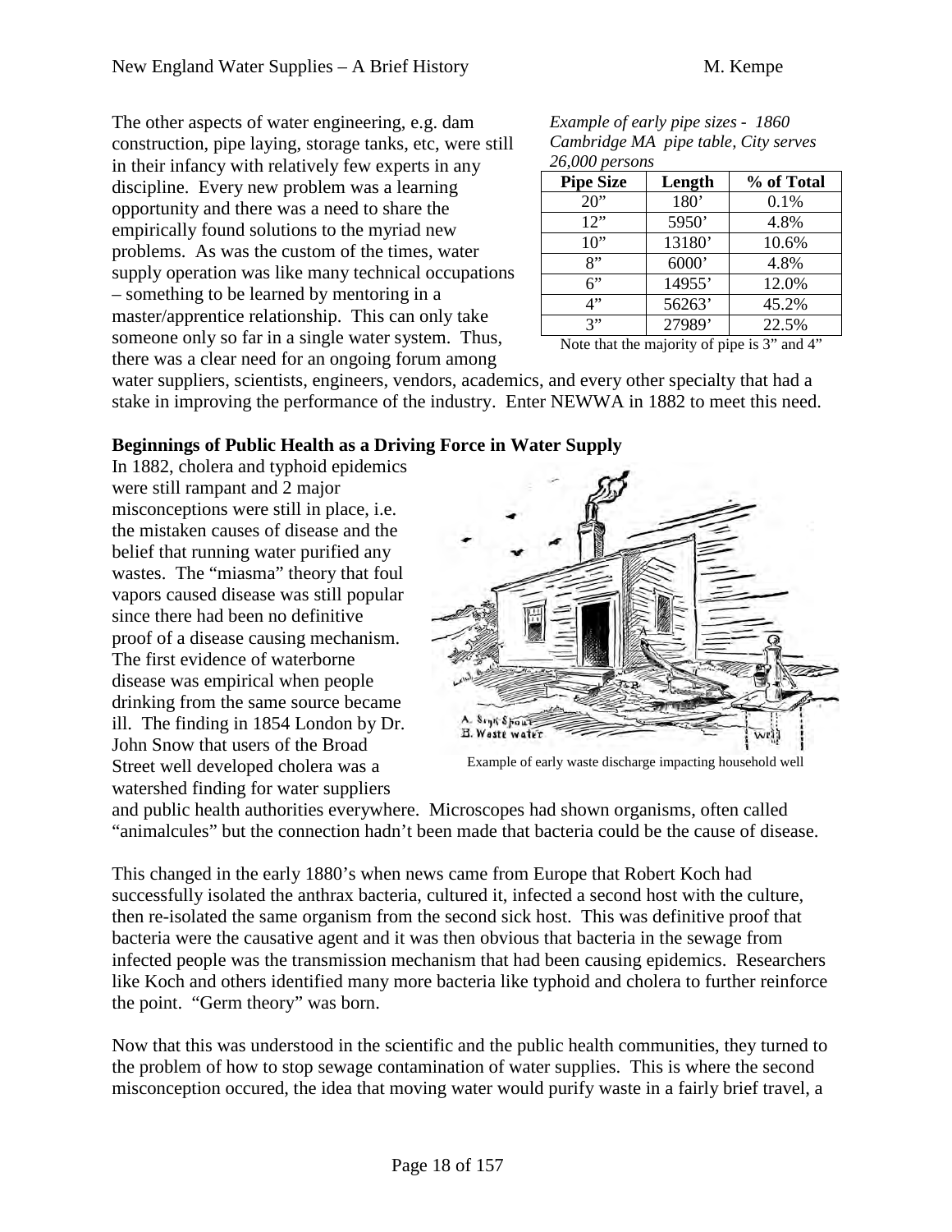The other aspects of water engineering, e.g. dam construction, pipe laying, storage tanks, etc, were still in their infancy with relatively few experts in any discipline. Every new problem was a learning opportunity and there was a need to share the empirically found solutions to the myriad new problems. As was the custom of the times, water supply operation was like many technical occupations – something to be learned by mentoring in a master/apprentice relationship. This can only take someone only so far in a single water system. Thus, there was a clear need for an ongoing forum among water suppliers, scientists, engineers, vendors, academics, and every other specialty that had a stake in improving the performance of the industry. Enter NEWWA in 1882 to meet this need.

*Example of early pipe sizes - 1860 Cambridge MA pipe table, City serves 26,000 persons*

| Pipe Size | Length | % of Total |
|---|---|---|
| 20" | 180' | 0.1% |
| 12" | 5950' | 4.8% |
| 10" | 13180' | 10.6% |
| 8" | 6000' | 4.8% |
| 6" | 14955' | 12.0% |
| 4" | 56263' | 45.2% |
| 3" | 27989' | 22.5% |

Note that the majority of pipe is 3" and 4"

**Beginnings of Public Health as a Driving Force in Water Supply**

In 1882, cholera and typhoid epidemics were still rampant and 2 major misconceptions were still in place, i.e. the mistaken causes of disease and the belief that running water purified any wastes. The "miasma" theory that foul vapors caused disease was still popular since there had been no definitive proof of a disease causing mechanism. The first evidence of waterborne disease was empirical when people drinking from the same source became ill. The finding in 1854 London by Dr. John Snow that users of the Broad Street well developed cholera was a watershed finding for water suppliers and public health authorities everywhere. Microscopes had shown organisms, often called "animalcules" but the connection hadn't been made that bacteria could be the cause of disease.

Example of early waste discharge impacting household well

This changed in the early 1880's when news came from Europe that Robert Koch had successfully isolated the anthrax bacteria, cultured it, infected a second host with the culture, then re-isolated the same organism from the second sick host. This was definitive proof that bacteria were the causative agent and it was then obvious that bacteria in the sewage from infected people was the transmission mechanism that had been causing epidemics. Researchers like Koch and others identified many more bacteria like typhoid and cholera to further reinforce the point. "Germ theory" was born.

Now that this was understood in the scientific and the public health communities, they turned to the problem of how to stop sewage contamination of water supplies. This is where the second misconception occured, the idea that moving water would purify waste in a fairly brief travel, a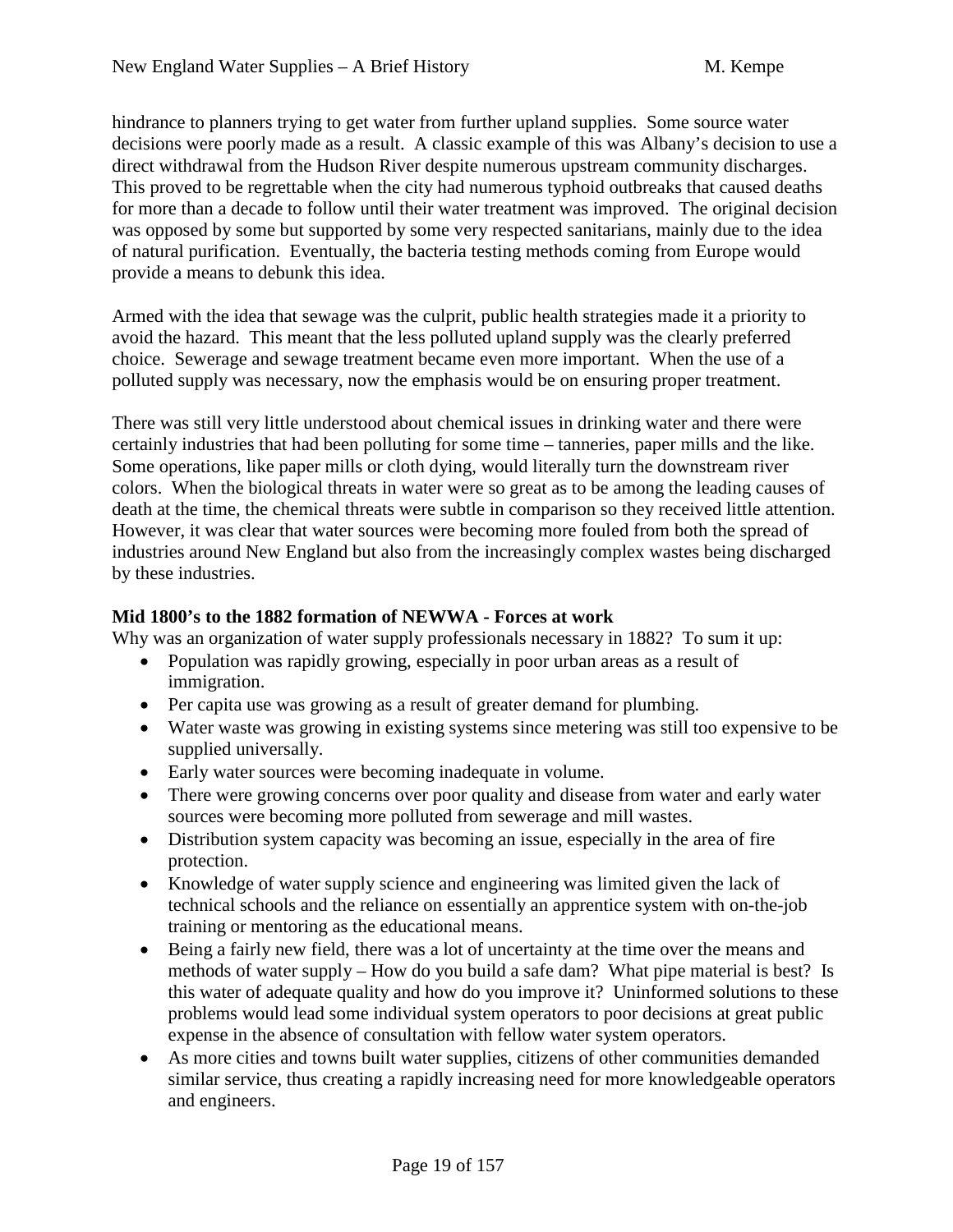hindrance to planners trying to get water from further upland supplies. Some source water decisions were poorly made as a result. A classic example of this was Albany's decision to use a direct withdrawal from the Hudson River despite numerous upstream community discharges. This proved to be regrettable when the city had numerous typhoid outbreaks that caused deaths for more than a decade to follow until their water treatment was improved. The original decision was opposed by some but supported by some very respected sanitarians, mainly due to the idea of natural purification. Eventually, the bacteria testing methods coming from Europe would provide a means to debunk this idea.

Armed with the idea that sewage was the culprit, public health strategies made it a priority to avoid the hazard. This meant that the less polluted upland supply was the clearly preferred choice. Sewerage and sewage treatment became even more important. When the use of a polluted supply was necessary, now the emphasis would be on ensuring proper treatment.

There was still very little understood about chemical issues in drinking water and there were certainly industries that had been polluting for some time – tanneries, paper mills and the like. Some operations, like paper mills or cloth dying, would literally turn the downstream river colors. When the biological threats in water were so great as to be among the leading causes of death at the time, the chemical threats were subtle in comparison so they received little attention. However, it was clear that water sources were becoming more fouled from both the spread of industries around New England but also from the increasingly complex wastes being discharged by these industries.

**Mid 1800's to the 1882 formation of NEWWA - Forces at work**

Why was an organization of water supply professionals necessary in 1882? To sum it up:

- Population was rapidly growing, especially in poor urban areas as a result of immigration.
- Per capita use was growing as a result of greater demand for plumbing.
- Water waste was growing in existing systems since metering was still too expensive to be supplied universally.
- Early water sources were becoming inadequate in volume.
- There were growing concerns over poor quality and disease from water and early water sources were becoming more polluted from sewerage and mill wastes.
- Distribution system capacity was becoming an issue, especially in the area of fire protection.
- Knowledge of water supply science and engineering was limited given the lack of technical schools and the reliance on essentially an apprentice system with on-the-job training or mentoring as the educational means.
- Being a fairly new field, there was a lot of uncertainty at the time over the means and methods of water supply – How do you build a safe dam? What pipe material is best? Is this water of adequate quality and how do you improve it? Uninformed solutions to these problems would lead some individual system operators to poor decisions at great public expense in the absence of consultation with fellow water system operators.
- As more cities and towns built water supplies, citizens of other communities demanded similar service, thus creating a rapidly increasing need for more knowledgeable operators and engineers.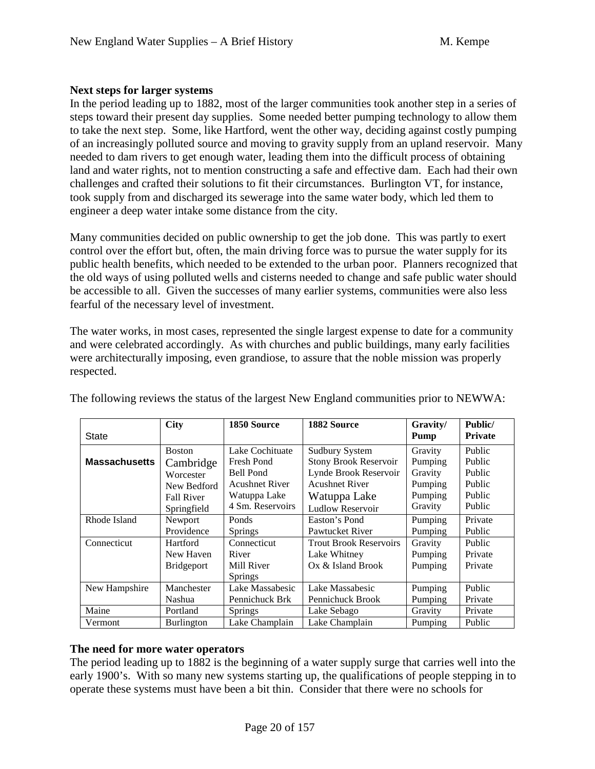### Next steps for larger systems

In the period leading up to 1882, most of the larger communities took another step in a series of steps toward their present day supplies. Some needed better pumping technology to allow them to take the next step. Some, like Hartford, went the other way, deciding against costly pumping of an increasingly polluted source and moving to gravity supply from an upland reservoir. Many needed to dam rivers to get enough water, leading them into the difficult process of obtaining land and water rights, not to mention constructing a safe and effective dam. Each had their own challenges and crafted their solutions to fit their circumstances. Burlington VT, for instance, took supply from and discharged its sewerage into the same water body, which led them to engineer a deep water intake some distance from the city.

Many communities decided on public ownership to get the job done. This was partly to exert control over the effort but, often, the main driving force was to pursue the water supply for its public health benefits, which needed to be extended to the urban poor. Planners recognized that the old ways of using polluted wells and cisterns needed to change and safe public water should be accessible to all. Given the successes of many earlier systems, communities were also less fearful of the necessary level of investment.

The water works, in most cases, represented the single largest expense to date for a community and were celebrated accordingly. As with churches and public buildings, many early facilities were architecturally imposing, even grandiose, to assure that the noble mission was properly respected.

The following reviews the status of the largest New England communities prior to NEWWA:

| State | City | 1850 Source | 1882 Source | Gravity/ Pump | Public/ Private |
|---|---|---|---|---|---|
| **Massachusetts** | Boston | Lake Cochituate | Sudbury System | Gravity | Public |
| | Cambridge | Fresh Pond | Stony Brook Reservoir | Pumping | Public |
| | Worcester | Bell Pond | Lynde Brook Reservoir | Gravity | Public |
| | New Bedford | Acushnet River | Acushnet River | Pumping | Public |
| | Fall River | Watuppa Lake | Watuppa Lake | Pumping | Public |
| | Springfield | 4 Sm. Reservoirs | Ludlow Reservoir | Gravity | Public |
| Rhode Island | Newport | Ponds | Easton's Pond | Pumping | Private |
| | Providence | Springs | Pawtucket River | Pumping | Public |
| Connecticut | Hartford | Connecticut River | Trout Brook Reservoirs | Gravity | Public |
| | New Haven | Mill River | Lake Whitney | Pumping | Private |
| | Bridgeport | Springs | Ox & Island Brook | Pumping | Private |
| New Hampshire | Manchester | Lake Massabesic | Lake Massabesic | Pumping | Public |
| | Nashua | Pennichuck Brk | Pennichuck Brook | Pumping | Private |
| Maine | Portland | Springs | Lake Sebago | Gravity | Private |
| Vermont | Burlington | Lake Champlain | Lake Champlain | Pumping | Public |

### The need for more water operators

The period leading up to 1882 is the beginning of a water supply surge that carries well into the early 1900's. With so many new systems starting up, the qualifications of people stepping in to operate these systems must have been a bit thin. Consider that there were no schools for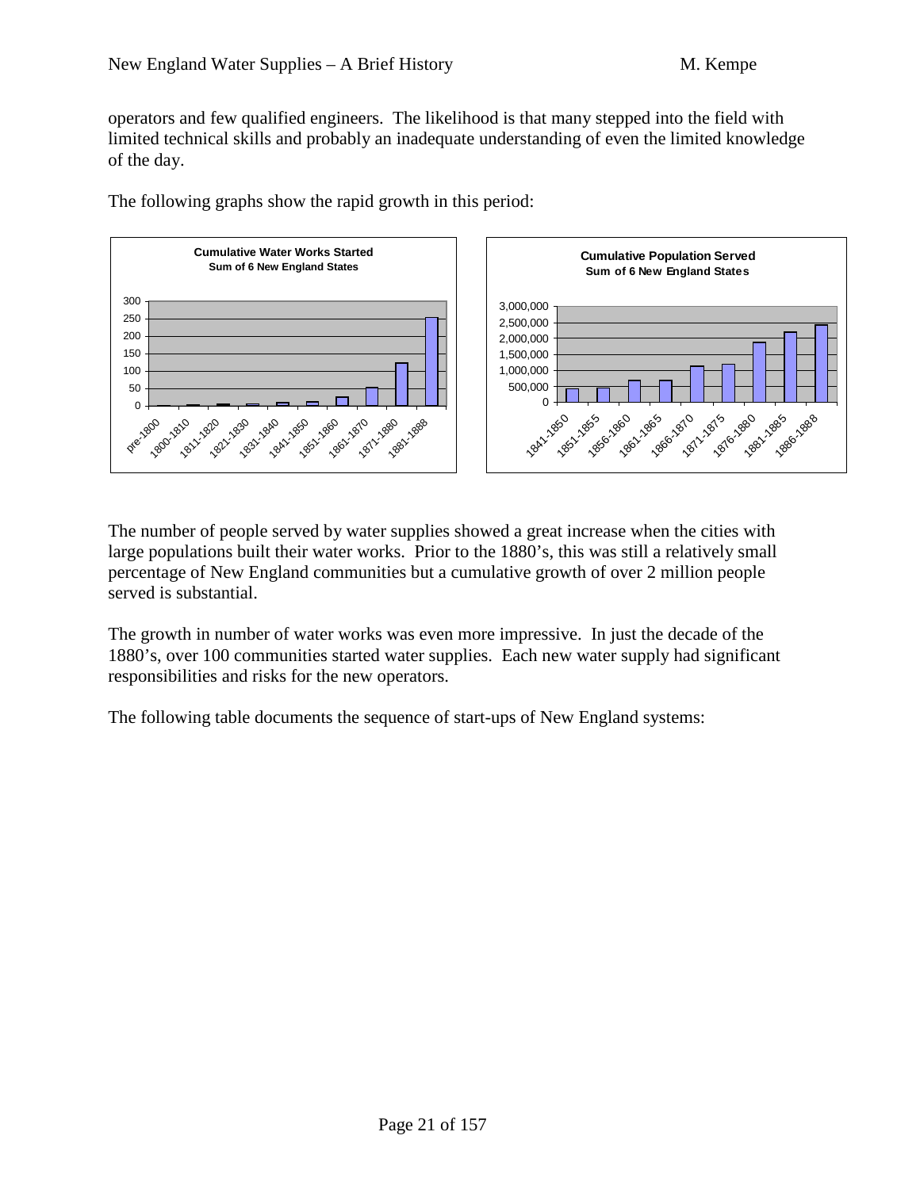operators and few qualified engineers. The likelihood is that many stepped into the field with limited technical skills and probably an inadequate understanding of even the limited knowledge of the day.

The following graphs show the rapid growth in this period:

**Cumulative Water Works Started**
**Sum of 6 New England States**

**Cumulative Population Served**
**Sum of 6 New England States**

The number of people served by water supplies showed a great increase when the cities with large populations built their water works. Prior to the 1880's, this was still a relatively small percentage of New England communities but a cumulative growth of over 2 million people served is substantial.

The growth in number of water works was even more impressive. In just the decade of the 1880's, over 100 communities started water supplies. Each new water supply had significant responsibilities and risks for the new operators.

The following table documents the sequence of start-ups of New England systems: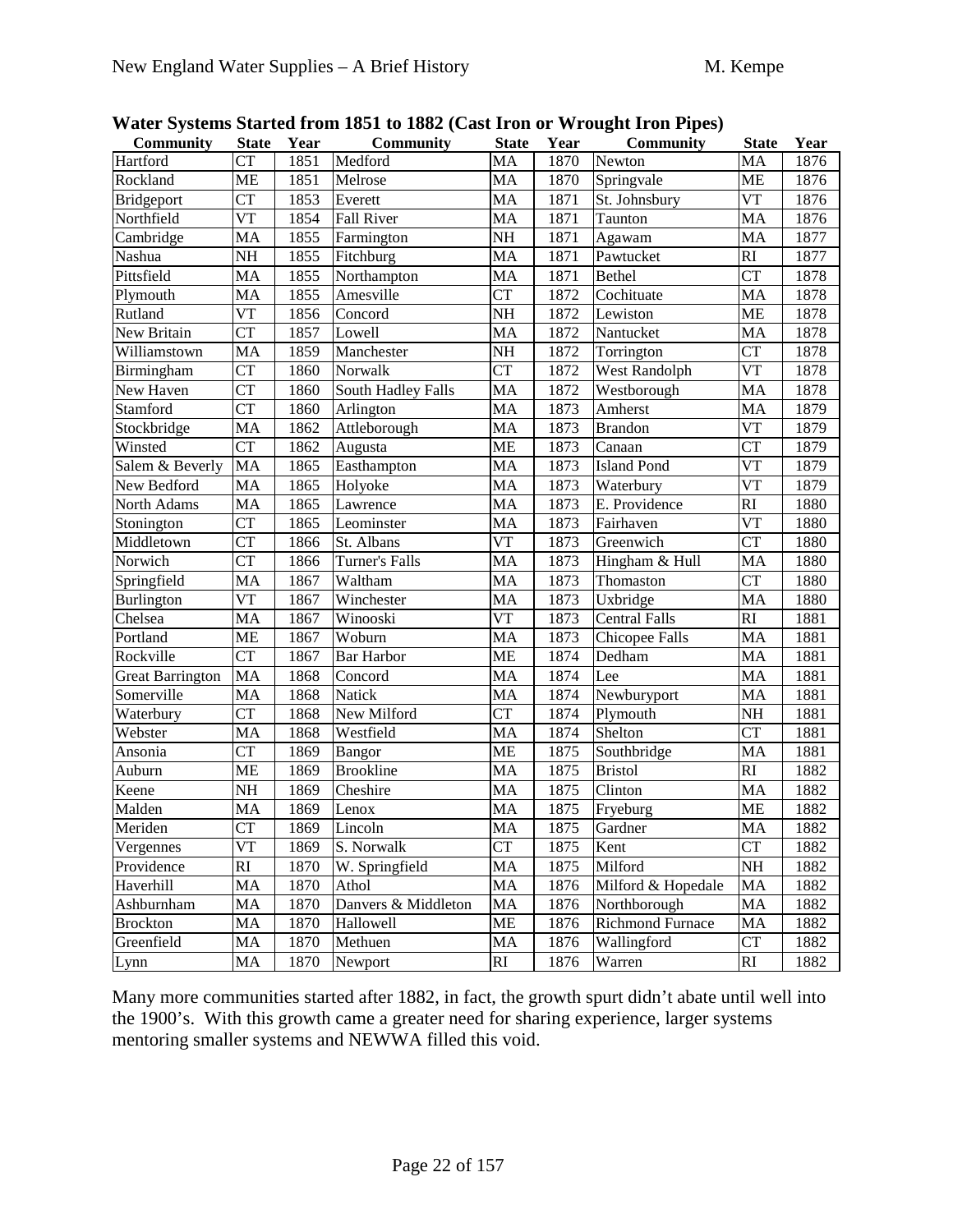**Water Systems Started from 1851 to 1882 (Cast Iron or Wrought Iron Pipes)**

| Community | State | Year | Community | State | Year | Community | State | Year |
|---|---|---|---|---|---|---|---|---|
| Hartford | CT | 1851 | Medford | MA | 1870 | Newton | MA | 1876 |
| Rockland | ME | 1851 | Melrose | MA | 1870 | Springvale | ME | 1876 |
| Bridgeport | CT | 1853 | Everett | MA | 1871 | St. Johnsbury | VT | 1876 |
| Northfield | VT | 1854 | Fall River | MA | 1871 | Taunton | MA | 1876 |
| Cambridge | MA | 1855 | Farmington | NH | 1871 | Agawam | MA | 1877 |
| Nashua | NH | 1855 | Fitchburg | MA | 1871 | Pawtucket | RI | 1877 |
| Pittsfield | MA | 1855 | Northampton | MA | 1871 | Bethel | CT | 1878 |
| Plymouth | MA | 1855 | Amesville | CT | 1872 | Cochituate | MA | 1878 |
| Rutland | VT | 1856 | Concord | NH | 1872 | Lewiston | ME | 1878 |
| New Britain | CT | 1857 | Lowell | MA | 1872 | Nantucket | MA | 1878 |
| Williamstown | MA | 1859 | Manchester | NH | 1872 | Torrington | CT | 1878 |
| Birmingham | CT | 1860 | Norwalk | CT | 1872 | West Randolph | VT | 1878 |
| New Haven | CT | 1860 | South Hadley Falls | MA | 1872 | Westborough | MA | 1878 |
| Stamford | CT | 1860 | Arlington | MA | 1873 | Amherst | MA | 1879 |
| Stockbridge | MA | 1862 | Attleborough | MA | 1873 | Brandon | VT | 1879 |
| Winsted | CT | 1862 | Augusta | ME | 1873 | Canaan | CT | 1879 |
| Salem & Beverly | MA | 1865 | Easthampton | MA | 1873 | Island Pond | VT | 1879 |
| New Bedford | MA | 1865 | Holyoke | MA | 1873 | Waterbury | VT | 1879 |
| North Adams | MA | 1865 | Lawrence | MA | 1873 | E. Providence | RI | 1880 |
| Stonington | CT | 1865 | Leominster | MA | 1873 | Fairhaven | VT | 1880 |
| Middletown | CT | 1866 | St. Albans | VT | 1873 | Greenwich | CT | 1880 |
| Norwich | CT | 1866 | Turner's Falls | MA | 1873 | Hingham & Hull | MA | 1880 |
| Springfield | MA | 1867 | Waltham | MA | 1873 | Thomaston | CT | 1880 |
| Burlington | VT | 1867 | Winchester | MA | 1873 | Uxbridge | MA | 1880 |
| Chelsea | MA | 1867 | Winooski | VT | 1873 | Central Falls | RI | 1881 |
| Portland | ME | 1867 | Woburn | MA | 1873 | Chicopee Falls | MA | 1881 |
| Rockville | CT | 1867 | Bar Harbor | ME | 1874 | Dedham | MA | 1881 |
| Great Barrington | MA | 1868 | Concord | MA | 1874 | Lee | MA | 1881 |
| Somerville | MA | 1868 | Natick | MA | 1874 | Newburyport | MA | 1881 |
| Waterbury | CT | 1868 | New Milford | CT | 1874 | Plymouth | NH | 1881 |
| Webster | MA | 1868 | Westfield | MA | 1874 | Shelton | CT | 1881 |
| Ansonia | CT | 1869 | Bangor | ME | 1875 | Southbridge | MA | 1881 |
| Auburn | ME | 1869 | Brookline | MA | 1875 | Bristol | RI | 1882 |
| Keene | NH | 1869 | Cheshire | MA | 1875 | Clinton | MA | 1882 |
| Malden | MA | 1869 | Lenox | MA | 1875 | Fryeburg | ME | 1882 |
| Meriden | CT | 1869 | Lincoln | MA | 1875 | Gardner | MA | 1882 |
| Vergennes | VT | 1869 | S. Norwalk | CT | 1875 | Kent | CT | 1882 |
| Providence | RI | 1870 | W. Springfield | MA | 1875 | Milford | NH | 1882 |
| Haverhill | MA | 1870 | Athol | MA | 1876 | Milford & Hopedale | MA | 1882 |
| Ashburnham | MA | 1870 | Danvers & Middleton | MA | 1876 | Northborough | MA | 1882 |
| Brockton | MA | 1870 | Hallowell | ME | 1876 | Richmond Furnace | MA | 1882 |
| Greenfield | MA | 1870 | Methuen | MA | 1876 | Wallingford | CT | 1882 |
| Lynn | MA | 1870 | Newport | RI | 1876 | Warren | RI | 1882 |

Many more communities started after 1882, in fact, the growth spurt didn't abate until well into the 1900's. With this growth came a greater need for sharing experience, larger systems mentoring smaller systems and NEWWA filled this void.